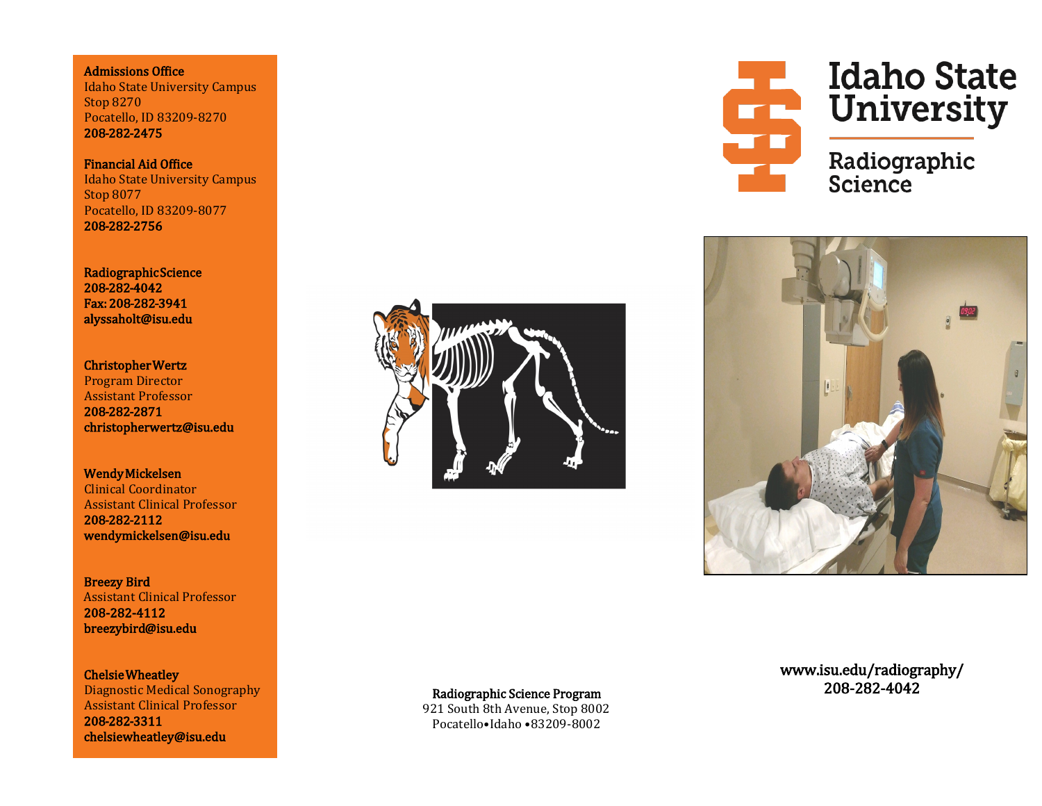**Admissions Office**
Idaho State University Campus
Stop 8270
Pocatello, ID 83209-8270
**208-282-2475**

**Financial Aid Office**
Idaho State University Campus
Stop 8077
Pocatello, ID 83209-8077
**208-282-2756**

**Radiographic Science**
**208-282-4042**
**Fax: 208-282-3941**
**alyssaholt@isu.edu**

**Christopher Wertz**
Program Director
Assistant Professor
**208-282-2871**
**christopherwertz@isu.edu**

**Wendy Mickelsen**
Clinical Coordinator
Assistant Clinical Professor
**208-282-2112**
**wendymickelsen@isu.edu**

**Breezy Bird**
Assistant Clinical Professor
**208-282-4112**
**breezybird@isu.edu**

**Chelsie Wheatley**
Diagnostic Medical Sonography
Assistant Clinical Professor
**208-282-3311**
**chelsiewheatley@isu.edu**

**Radiographic Science Program**
921 South 8th Avenue, Stop 8002
Pocatello•Idaho •83209-8002

# Idaho State University

## Radiographic Science

www.isu.edu/radiography/
208-282-4042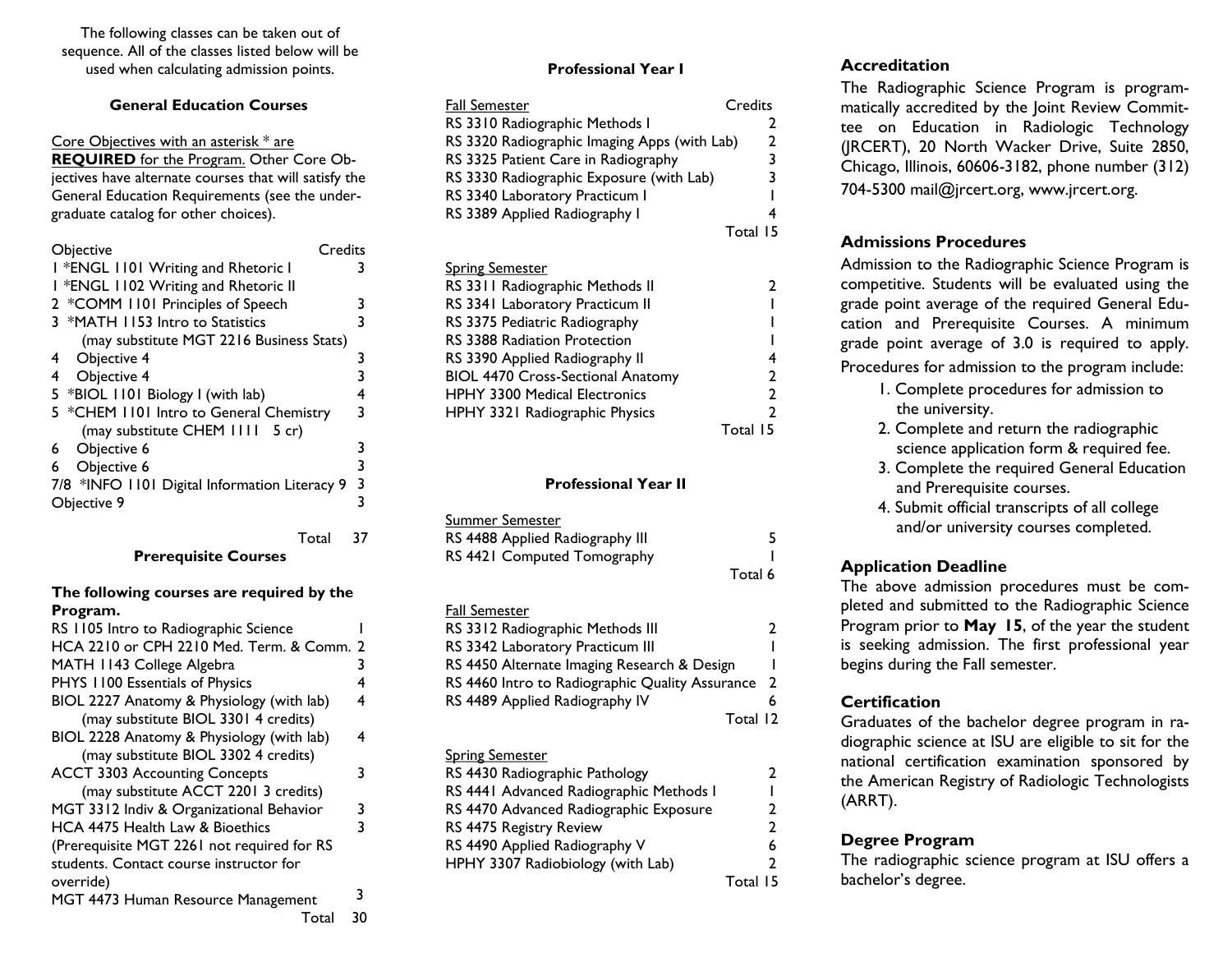The following classes can be taken out of sequence. All of the classes listed below will be used when calculating admission points.

### General Education Courses

Core Objectives with an asterisk * are **REQUIRED** for the Program. Other Core Objectives have alternate courses that will satisfy the General Education Requirements (see the undergraduate catalog for other choices).

| Objective | Credits |
|---|---|
| 1 *ENGL 1101 Writing and Rhetoric I | 3 |
| 1 *ENGL 1102 Writing and Rhetoric II | |
| 2 *COMM 1101 Principles of Speech | 3 |
| 3 *MATH 1153 Intro to Statistics (may substitute MGT 2216 Business Stats) | 3 |
| 4 Objective 4 | 3 |
| 4 Objective 4 | 3 |
| 5 *BIOL 1101 Biology I (with lab) | 4 |
| 5 *CHEM 1101 Intro to General Chemistry (may substitute CHEM 1111 5 cr) | 3 |
| 6 Objective 6 | 3 |
| 6 Objective 6 | 3 |
| 7/8 *INFO 1101 Digital Information Literacy 9 | 3 |
| Objective 9 | 3 |
| Total | 37 |

### Prerequisite Courses

**The following courses are required by the Program.**

| | |
|---|---|
| RS 1105 Intro to Radiographic Science | 1 |
| HCA 2210 or CPH 2210 Med. Term. & Comm. | 2 |
| MATH 1143 College Algebra | 3 |
| PHYS 1100 Essentials of Physics | 4 |
| BIOL 2227 Anatomy & Physiology (with lab) (may substitute BIOL 3301 4 credits) | 4 |
| BIOL 2228 Anatomy & Physiology (with lab) (may substitute BIOL 3302 4 credits) | 4 |
| ACCT 3303 Accounting Concepts (may substitute ACCT 2201 3 credits) | 3 |
| MGT 3312 Indiv & Organizational Behavior | 3 |
| HCA 4475 Health Law & Bioethics (Prerequisite MGT 2261 not required for RS students. Contact course instructor for override) | 3 |
| MGT 4473 Human Resource Management | 3 |
| Total | 30 |

### Professional Year I

| Fall Semester | Credits |
|---|---|
| RS 3310 Radiographic Methods I | 2 |
| RS 3320 Radiographic Imaging Apps (with Lab) | 2 |
| RS 3325 Patient Care in Radiography | 3 |
| RS 3330 Radiographic Exposure (with Lab) | 3 |
| RS 3340 Laboratory Practicum I | 1 |
| RS 3389 Applied Radiography I | 4 |
| | Total 15 |

| Spring Semester | |
|---|---|
| RS 3311 Radiographic Methods II | 2 |
| RS 3341 Laboratory Practicum II | 1 |
| RS 3375 Pediatric Radiography | 1 |
| RS 3388 Radiation Protection | 1 |
| RS 3390 Applied Radiography II | 4 |
| BIOL 4470 Cross-Sectional Anatomy | 2 |
| HPHY 3300 Medical Electronics | 2 |
| HPHY 3321 Radiographic Physics | 2 |
| | Total 15 |

### Professional Year II

| Summer Semester | |
|---|---|
| RS 4488 Applied Radiography III | 5 |
| RS 4421 Computed Tomography | 1 |
| | Total 6 |

| Fall Semester | |
|---|---|
| RS 3312 Radiographic Methods III | 2 |
| RS 3342 Laboratory Practicum III | 1 |
| RS 4450 Alternate Imaging Research & Design | 1 |
| RS 4460 Intro to Radiographic Quality Assurance | 2 |
| RS 4489 Applied Radiography IV | 6 |
| | Total 12 |

| Spring Semester | |
|---|---|
| RS 4430 Radiographic Pathology | 2 |
| RS 4441 Advanced Radiographic Methods I | 1 |
| RS 4470 Advanced Radiographic Exposure | 2 |
| RS 4475 Registry Review | 2 |
| RS 4490 Applied Radiography V | 6 |
| HPHY 3307 Radiobiology (with Lab) | 2 |
| | Total 15 |

### Accreditation

The Radiographic Science Program is programmatically accredited by the Joint Review Committee on Education in Radiologic Technology (JRCERT), 20 North Wacker Drive, Suite 2850, Chicago, Illinois, 60606-3182, phone number (312) 704-5300 mail@jrcert.org, www.jrcert.org.

### Admissions Procedures

Admission to the Radiographic Science Program is competitive. Students will be evaluated using the grade point average of the required General Education and Prerequisite Courses. A minimum grade point average of 3.0 is required to apply. Procedures for admission to the program include:

1. Complete procedures for admission to the university.
2. Complete and return the radiographic science application form & required fee.
3. Complete the required General Education and Prerequisite courses.
4. Submit official transcripts of all college and/or university courses completed.

### Application Deadline

The above admission procedures must be completed and submitted to the Radiographic Science Program prior to **May 15**, of the year the student is seeking admission. The first professional year begins during the Fall semester.

### Certification

Graduates of the bachelor degree program in radiographic science at ISU are eligible to sit for the national certification examination sponsored by the American Registry of Radiologic Technologists (ARRT).

### Degree Program

The radiographic science program at ISU offers a bachelor's degree.